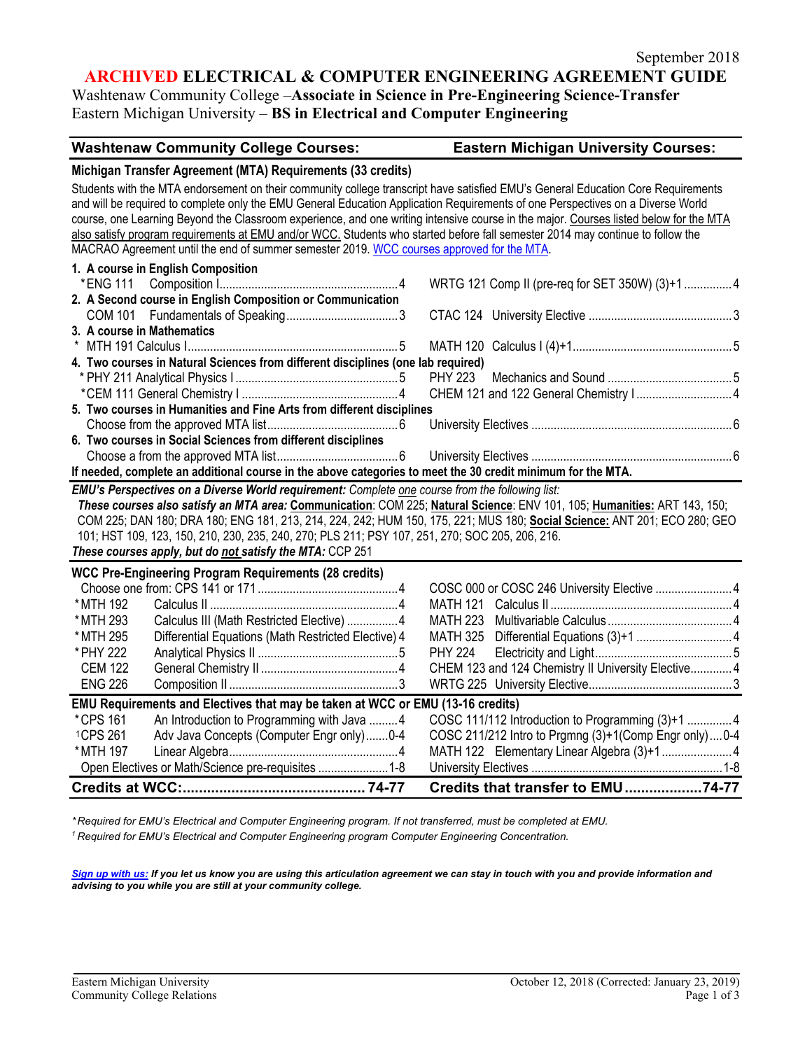September 2018

# ARCHIVED ELECTRICAL & COMPUTER ENGINEERING AGREEMENT GUIDE

Washtenaw Community College –**Associate in Science in Pre-Engineering Science-Transfer**
Eastern Michigan University – **BS in Electrical and Computer Engineering**

| Washtenaw Community College Courses: | Eastern Michigan University Courses: |
|---|---|

### Michigan Transfer Agreement (MTA) Requirements (33 credits)

Students with the MTA endorsement on their community college transcript have satisfied EMU's General Education Core Requirements and will be required to complete only the EMU General Education Application Requirements of one Perspectives on a Diverse World course, one Learning Beyond the Classroom experience, and one writing intensive course in the major. Courses listed below for the MTA also satisfy program requirements at EMU and/or WCC. Students who started before fall semester 2014 may continue to follow the MACRAO Agreement until the end of summer semester 2019. WCC courses approved for the MTA.

| WCC Courses | EMU Courses |
|---|---|
| **1. A course in English Composition** | |
| *ENG 111 Composition I ....... 4 | WRTG 121 Comp II (pre-req for SET 350W) (3)+1 ....... 4 |
| **2. A Second course in English Composition or Communication** | |
| COM 101 Fundamentals of Speaking ....... 3 | CTAC 124 University Elective ....... 3 |
| **3. A course in Mathematics** | |
| * MTH 191 Calculus I ....... 5 | MATH 120 Calculus I (4)+1 ....... 5 |
| **4. Two courses in Natural Sciences from different disciplines (one lab required)** | |
| * PHY 211 Analytical Physics I ....... 5 | PHY 223 Mechanics and Sound ....... 5 |
| *CEM 111 General Chemistry I ....... 4 | CHEM 121 and 122 General Chemistry I ....... 4 |
| **5. Two courses in Humanities and Fine Arts from different disciplines** | |
| Choose from the approved MTA list ....... 6 | University Electives ....... 6 |
| **6. Two courses in Social Sciences from different disciplines** | |
| Choose a from the approved MTA list ....... 6 | University Electives ....... 6 |

**If needed, complete an additional course in the above categories to meet the 30 credit minimum for the MTA.**

***EMU's Perspectives on a Diverse World requirement:*** *Complete one course from the following list:*
***These courses also satisfy an MTA area:*** **Communication**: COM 225; **Natural Science**: ENV 101, 105; **Humanities:** ART 143, 150; COM 225; DAN 180; DRA 180; ENG 181, 213, 214, 224, 242; HUM 150, 175, 221; MUS 180; **Social Science:** ANT 201; ECO 280; GEO 101; HST 109, 123, 150, 210, 230, 235, 240, 270; PLS 211; PSY 107, 251, 270; SOC 205, 206, 216.
***These courses apply, but do not satisfy the MTA:*** CCP 251

### WCC Pre-Engineering Program Requirements (28 credits)

| WCC Courses | EMU Courses |
|---|---|
| Choose one from: CPS 141 or 171 ....... 4 | COSC 000 or COSC 246 University Elective ....... 4 |
| *MTH 192 Calculus II ....... 4 | MATH 121 Calculus II ....... 4 |
| *MTH 293 Calculus III (Math Restricted Elective) ....... 4 | MATH 223 Multivariable Calculus ....... 4 |
| *MTH 295 Differential Equations (Math Restricted Elective) 4 | MATH 325 Differential Equations (3)+1 ....... 4 |
| *PHY 222 Analytical Physics II ....... 5 | PHY 224 Electricity and Light ....... 5 |
| CEM 122 General Chemistry II ....... 4 | CHEM 123 and 124 Chemistry II University Elective ....... 4 |
| ENG 226 Composition II ....... 3 | WRTG 225 University Elective ....... 3 |

### EMU Requirements and Electives that may be taken at WCC or EMU (13-16 credits)

| WCC Courses | EMU Courses |
|---|---|
| *CPS 161 An Introduction to Programming with Java ....... 4 | COSC 111/112 Introduction to Programming (3)+1 ....... 4 |
| [1]CPS 261 Adv Java Concepts (Computer Engr only) ....... 0-4 | COSC 211/212 Intro to Prgmng (3)+1(Comp Engr only) ....... 0-4 |
| *MTH 197 Linear Algebra ....... 4 | MATH 122 Elementary Linear Algebra (3)+1 ....... 4 |
| Open Electives or Math/Science pre-requisites ....... 1-8 | University Electives ....... 1-8 |
| **Credits at WCC: ....... 74-77** | **Credits that transfer to EMU ....... 74-77** |

*\*Required for EMU's Electrical and Computer Engineering program. If not transferred, must be completed at EMU.*
*[1] Required for EMU's Electrical and Computer Engineering program Computer Engineering Concentration.*

***Sign up with us:** If you let us know you are using this articulation agreement we can stay in touch with you and provide information and advising to you while you are still at your community college.*

Eastern Michigan University
Community College Relations

October 12, 2018 (Corrected: January 23, 2019)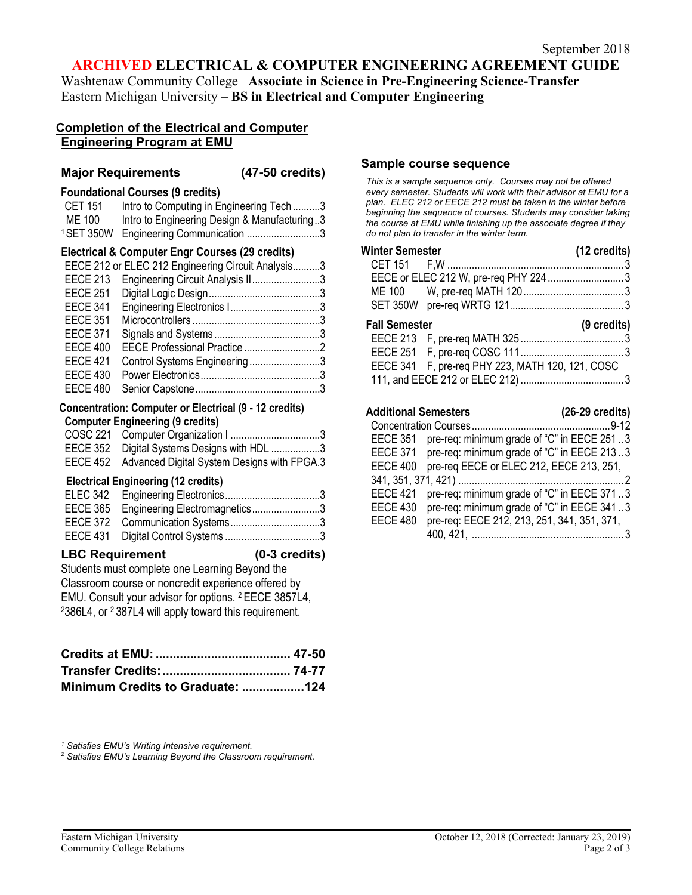September 2018

# ARCHIVED ELECTRICAL & COMPUTER ENGINEERING AGREEMENT GUIDE

Washtenaw Community College –**Associate in Science in Pre-Engineering Science-Transfer**
Eastern Michigan University – **BS in Electrical and Computer Engineering**

## Completion of the Electrical and Computer Engineering Program at EMU

### Major Requirements (47-50 credits)

**Foundational Courses (9 credits)**

| Course | Title | Credits |
|---|---|---|
| CET 151 | Intro to Computing in Engineering Tech | 3 |
| ME 100 | Intro to Engineering Design & Manufacturing | 3 |
| [1] SET 350W | Engineering Communication | 3 |

**Electrical & Computer Engr Courses (29 credits)**

| Course | Title | Credits |
|---|---|---|
| EECE 212 or ELEC 212 | Engineering Circuit Analysis | 3 |
| EECE 213 | Engineering Circuit Analysis II | 3 |
| EECE 251 | Digital Logic Design | 3 |
| EECE 341 | Engineering Electronics I | 3 |
| EECE 351 | Microcontrollers | 3 |
| EECE 371 | Signals and Systems | 3 |
| EECE 400 | EECE Professional Practice | 2 |
| EECE 421 | Control Systems Engineering | 3 |
| EECE 430 | Power Electronics | 3 |
| EECE 480 | Senior Capstone | 3 |

**Concentration: Computer or Electrical (9 - 12 credits)**

**Computer Engineering (9 credits)**

| Course | Title | Credits |
|---|---|---|
| COSC 221 | Computer Organization I | 3 |
| EECE 352 | Digital Systems Designs with HDL | 3 |
| EECE 452 | Advanced Digital System Designs with FPGA | 3 |

**Electrical Engineering (12 credits)**

| Course | Title | Credits |
|---|---|---|
| ELEC 342 | Engineering Electronics | 3 |
| EECE 365 | Engineering Electromagnetics | 3 |
| EECE 372 | Communication Systems | 3 |
| EECE 431 | Digital Control Systems | 3 |

### LBC Requirement (0-3 credits)

Students must complete one Learning Beyond the Classroom course or noncredit experience offered by EMU. Consult your advisor for options. [2] EECE 3857L4, [2] 386L4, or [2] 387L4 will apply toward this requirement.

**Credits at EMU: 47-50**
**Transfer Credits: 74-77**
**Minimum Credits to Graduate: 124**

## Sample course sequence

*This is a sample sequence only. Courses may not be offered every semester. Students will work with their advisor at EMU for a plan. ELEC 212 or EECE 212 must be taken in the winter before beginning the sequence of courses. Students may consider taking the course at EMU while finishing up the associate degree if they do not plan to transfer in the winter term.*

**Winter Semester (12 credits)**

| Course | Notes | Credits |
|---|---|---|
| CET 151 | F,W | 3 |
| EECE or ELEC 212 | W, pre-req PHY 224 | 3 |
| ME 100 | W, pre-req MATH 120 | 3 |
| SET 350W | pre-req WRTG 121 | 3 |

**Fall Semester (9 credits)**

| Course | Notes | Credits |
|---|---|---|
| EECE 213 | F, pre-req MATH 325 | 3 |
| EECE 251 | F, pre-req COSC 111 | 3 |
| EECE 341 | F, pre-req PHY 223, MATH 120, 121, COSC 111, and EECE 212 or ELEC 212) | 3 |

**Additional Semesters (26-29 credits)**

| Course | Notes | Credits |
|---|---|---|
| Concentration Courses | | 9-12 |
| EECE 351 | pre-req: minimum grade of "C" in EECE 251 | 3 |
| EECE 371 | pre-req: minimum grade of "C" in EECE 213 | 3 |
| EECE 400 | pre-req EECE or ELEC 212, EECE 213, 251, 341, 351, 371, 421) | 2 |
| EECE 421 | pre-req: minimum grade of "C" in EECE 371 | 3 |
| EECE 430 | pre-req: minimum grade of "C" in EECE 341 | 3 |
| EECE 480 | pre-req: EECE 212, 213, 251, 341, 351, 371, 400, 421, | 3 |

*[1] Satisfies EMU's Writing Intensive requirement.*
*[2] Satisfies EMU's Learning Beyond the Classroom requirement.*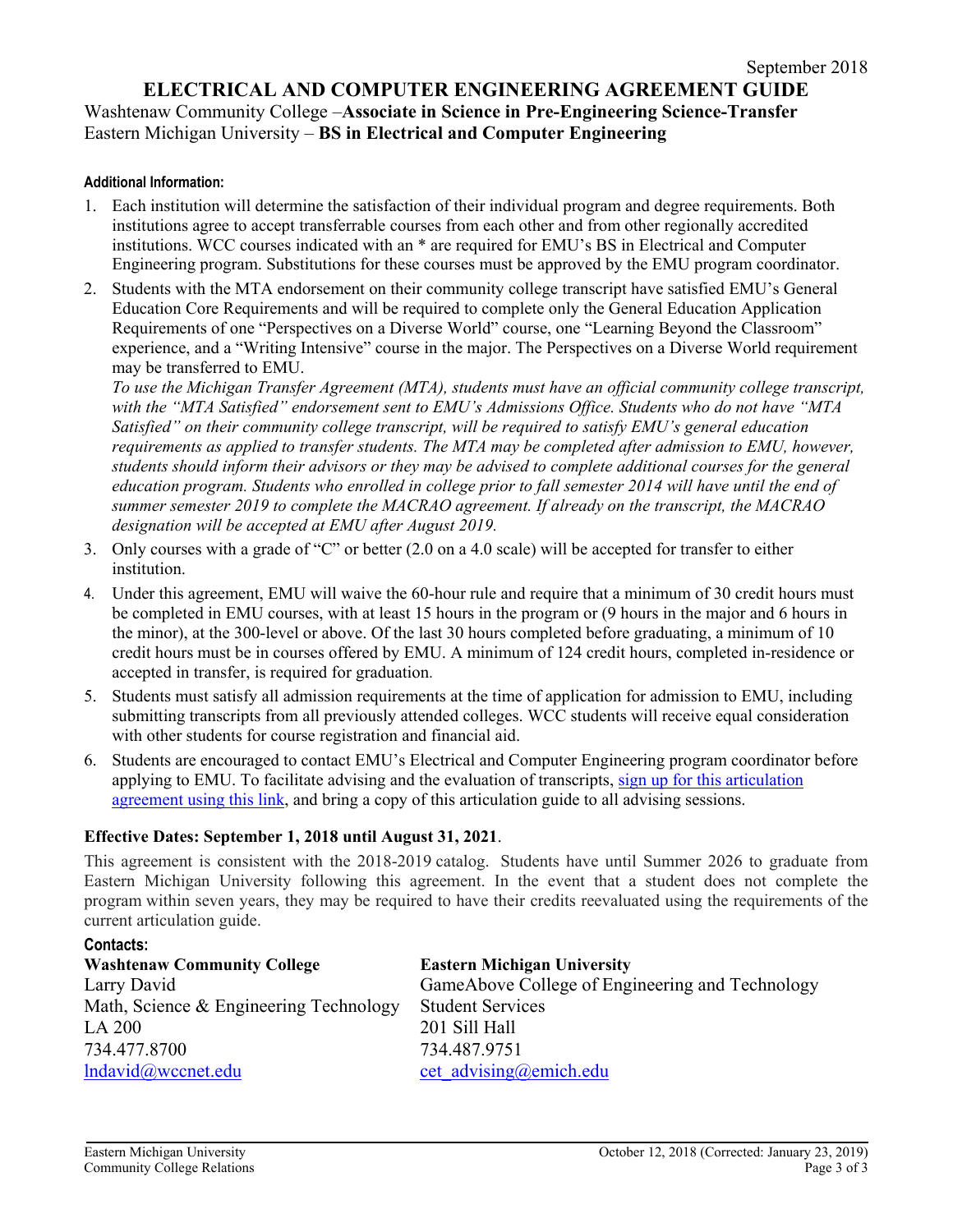September 2018

# ELECTRICAL AND COMPUTER ENGINEERING AGREEMENT GUIDE

Washtenaw Community College –**Associate in Science in Pre-Engineering Science-Transfer**
Eastern Michigan University – **BS in Electrical and Computer Engineering**

**Additional Information:**

1. Each institution will determine the satisfaction of their individual program and degree requirements. Both institutions agree to accept transferrable courses from each other and from other regionally accredited institutions. WCC courses indicated with an * are required for EMU's BS in Electrical and Computer Engineering program. Substitutions for these courses must be approved by the EMU program coordinator.
2. Students with the MTA endorsement on their community college transcript have satisfied EMU's General Education Core Requirements and will be required to complete only the General Education Application Requirements of one "Perspectives on a Diverse World" course, one "Learning Beyond the Classroom" experience, and a "Writing Intensive" course in the major. The Perspectives on a Diverse World requirement may be transferred to EMU.
   *To use the Michigan Transfer Agreement (MTA), students must have an official community college transcript, with the "MTA Satisfied" endorsement sent to EMU's Admissions Office. Students who do not have "MTA Satisfied" on their community college transcript, will be required to satisfy EMU's general education requirements as applied to transfer students. The MTA may be completed after admission to EMU, however, students should inform their advisors or they may be advised to complete additional courses for the general education program. Students who enrolled in college prior to fall semester 2014 will have until the end of summer semester 2019 to complete the MACRAO agreement. If already on the transcript, the MACRAO designation will be accepted at EMU after August 2019.*
3. Only courses with a grade of "C" or better (2.0 on a 4.0 scale) will be accepted for transfer to either institution.
4. Under this agreement, EMU will waive the 60-hour rule and require that a minimum of 30 credit hours must be completed in EMU courses, with at least 15 hours in the program or (9 hours in the major and 6 hours in the minor), at the 300-level or above. Of the last 30 hours completed before graduating, a minimum of 10 credit hours must be in courses offered by EMU. A minimum of 124 credit hours, completed in-residence or accepted in transfer, is required for graduation.
5. Students must satisfy all admission requirements at the time of application for admission to EMU, including submitting transcripts from all previously attended colleges. WCC students will receive equal consideration with other students for course registration and financial aid.
6. Students are encouraged to contact EMU's Electrical and Computer Engineering program coordinator before applying to EMU. To facilitate advising and the evaluation of transcripts, sign up for this articulation agreement using this link, and bring a copy of this articulation guide to all advising sessions.

**Effective Dates: September 1, 2018 until August 31, 2021**.

This agreement is consistent with the 2018-2019 catalog. Students have until Summer 2026 to graduate from Eastern Michigan University following this agreement. In the event that a student does not complete the program within seven years, they may be required to have their credits reevaluated using the requirements of the current articulation guide.

**Contacts:**

**Washtenaw Community College**
Larry David
Math, Science & Engineering Technology
LA 200
734.477.8700
lndavid@wccnet.edu

**Eastern Michigan University**
GameAbove College of Engineering and Technology
Student Services
201 Sill Hall
734.487.9751
cet_advising@emich.edu

Eastern Michigan University
Community College Relations

October 12, 2018 (Corrected: January 23, 2019)